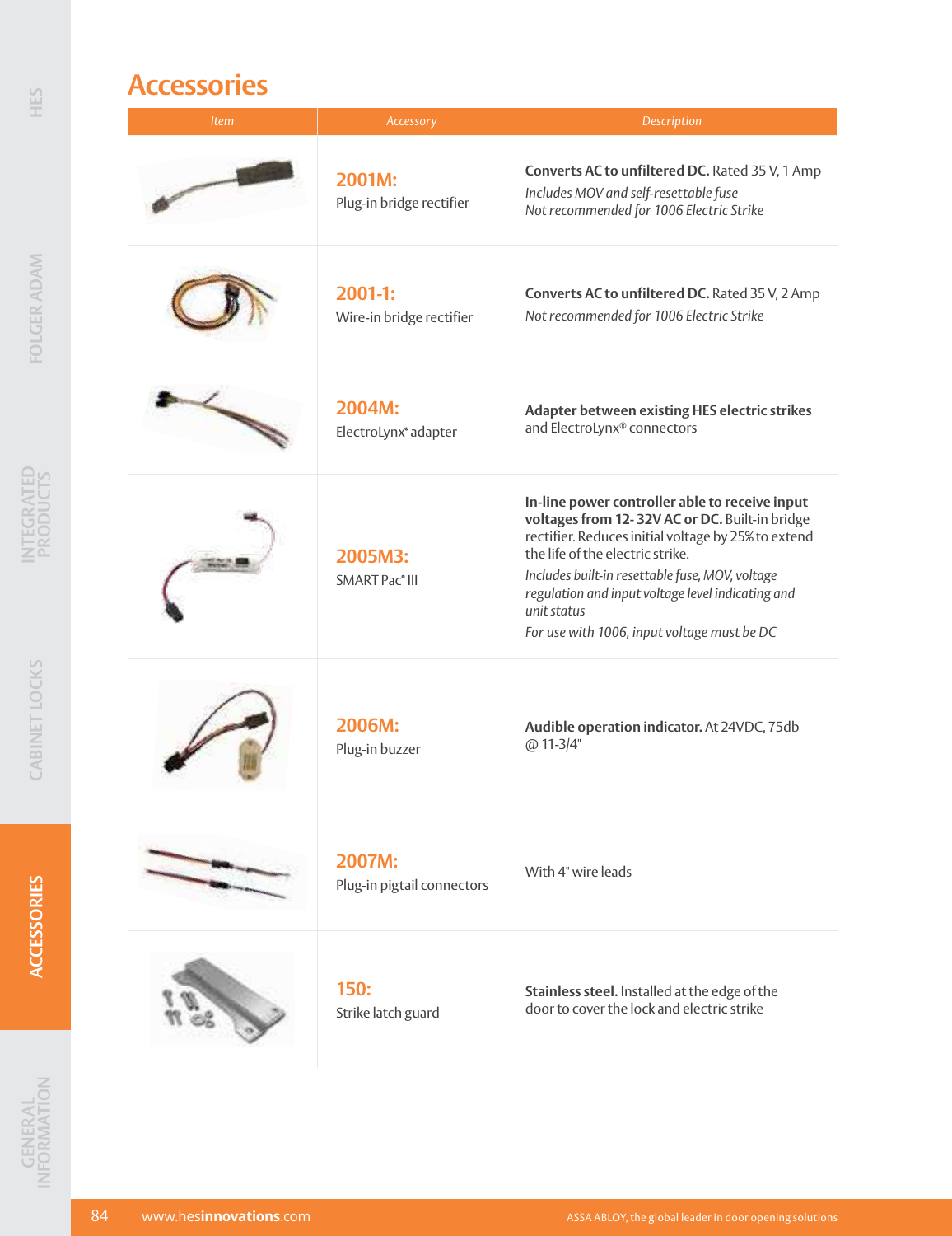# Accessories

| Item | Accessory | Description |
|---|---|---|
| | **2001M:** Plug-in bridge rectifier | **Converts AC to unfiltered DC.** Rated 35 V, 1 Amp<br>*Includes MOV and self-resettable fuse*<br>*Not recommended for 1006 Electric Strike* |
| | **2001-1:** Wire-in bridge rectifier | **Converts AC to unfiltered DC.** Rated 35 V, 2 Amp<br>*Not recommended for 1006 Electric Strike* |
| | **2004M:** ElectroLynx® adapter | **Adapter between existing HES electric strikes** and ElectroLynx® connectors |
| | **2005M3:** SMART Pac® III | **In-line power controller able to receive input voltages from 12- 32V AC or DC.** Built-in bridge rectifier. Reduces initial voltage by 25% to extend the life of the electric strike.<br>*Includes built-in resettable fuse, MOV, voltage regulation and input voltage level indicating and unit status*<br>*For use with 1006, input voltage must be DC* |
| | **2006M:** Plug-in buzzer | **Audible operation indicator.** At 24VDC, 75db @ 11-3/4" |
| | **2007M:** Plug-in pigtail connectors | With 4" wire leads |
| | **150:** Strike latch guard | **Stainless steel.** Installed at the edge of the door to cover the lock and electric strike |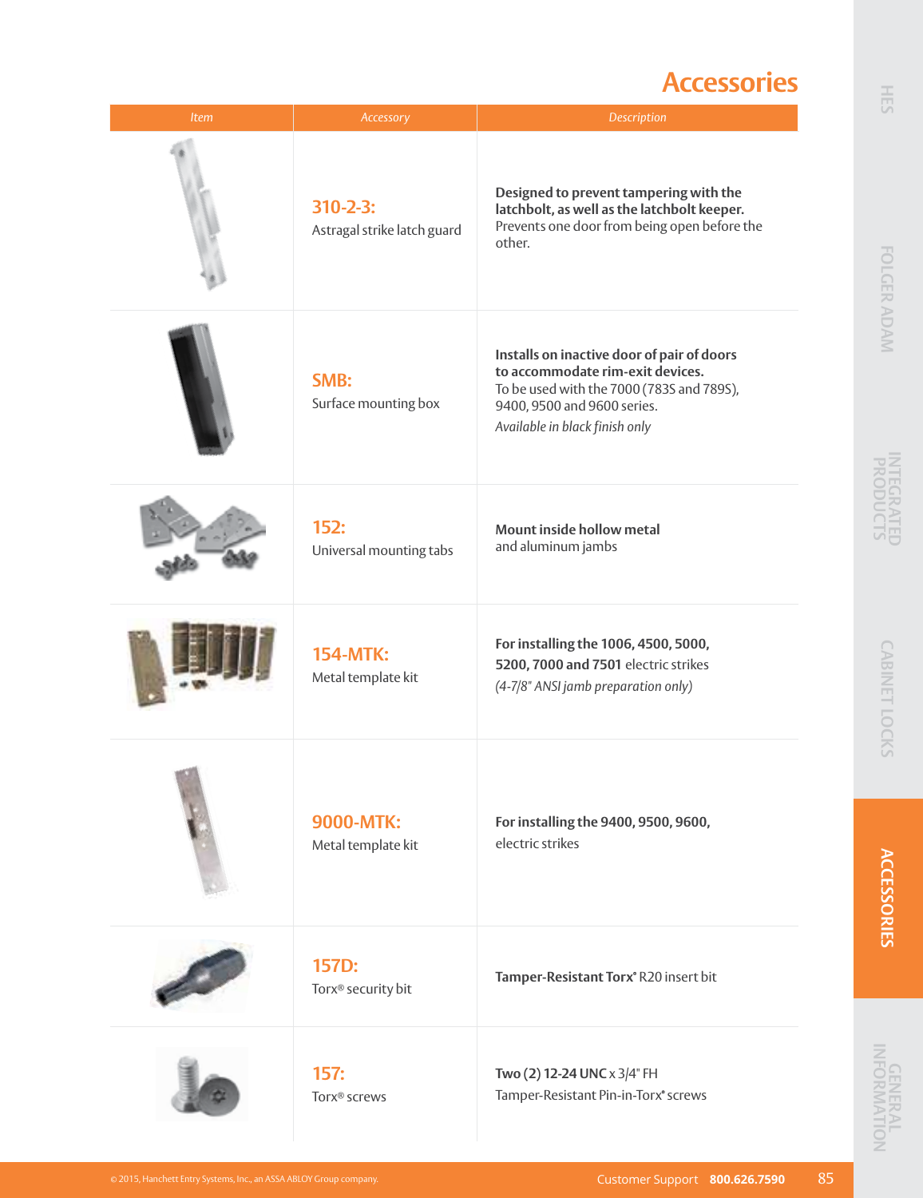# Accessories

| Item | Accessory | Description |
|---|---|---|
| | **310-2-3:** Astragal strike latch guard | **Designed to prevent tampering with the latchbolt, as well as the latchbolt keeper.** Prevents one door from being open before the other. |
| | **SMB:** Surface mounting box | **Installs on inactive door of pair of doors to accommodate rim-exit devices.** To be used with the 7000 (783S and 789S), 9400, 9500 and 9600 series. *Available in black finish only* |
| | **152:** Universal mounting tabs | **Mount inside hollow metal** and aluminum jambs |
| | **154-MTK:** Metal template kit | **For installing the 1006, 4500, 5000, 5200, 7000 and 7501** electric strikes *(4-7/8" ANSI jamb preparation only)* |
| | **9000-MTK:** Metal template kit | **For installing the 9400, 9500, 9600,** electric strikes |
| | **157D:** Torx® security bit | **Tamper-Resistant Torx®** R20 insert bit |
| | **157:** Torx® screws | **Two (2) 12-24 UNC** x 3/4" FH Tamper-Resistant Pin-in-Torx® screws |

© 2015, Hanchett Entry Systems, Inc., an ASSA ABLOY Group company.

Customer Support **800.626.7590**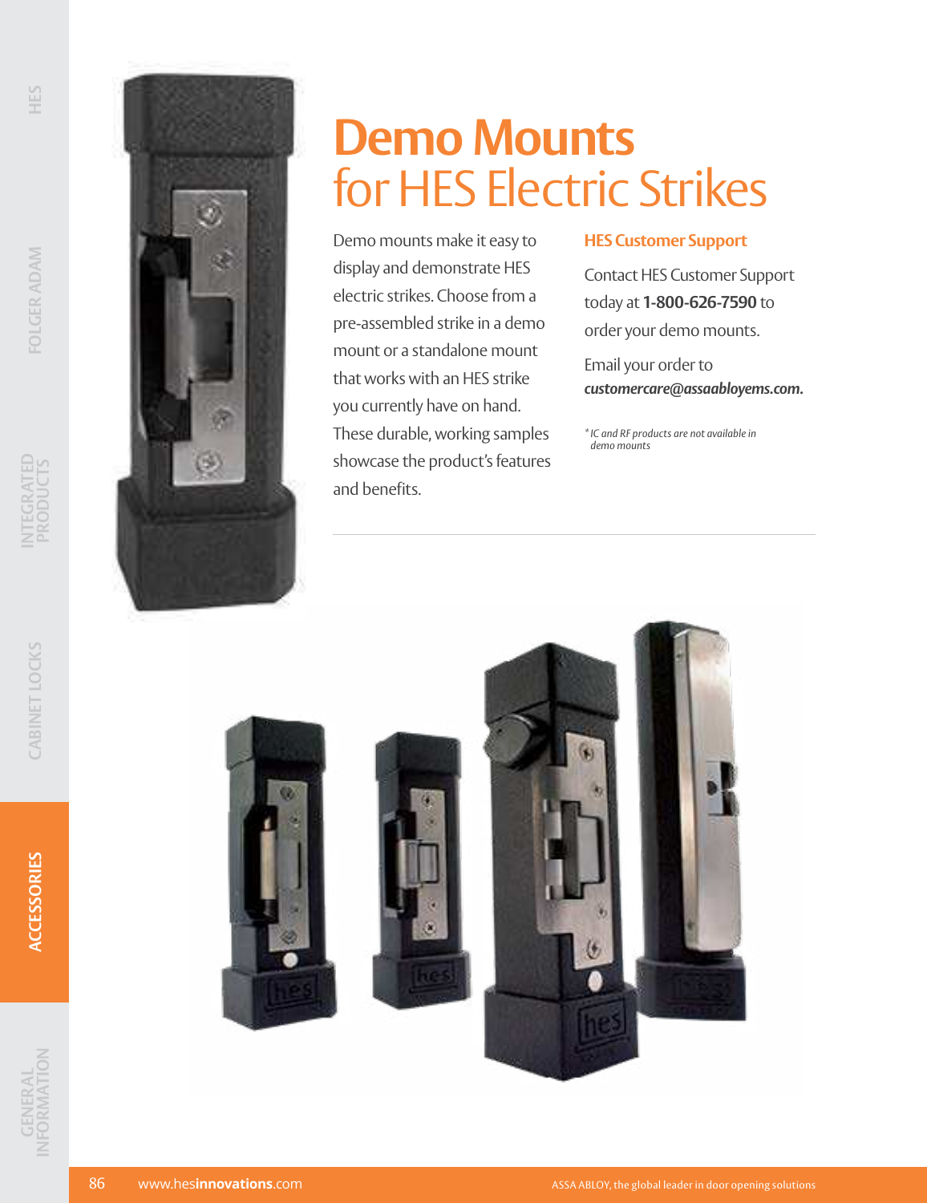# Demo Mounts
## for HES Electric Strikes

Demo mounts make it easy to display and demonstrate HES electric strikes. Choose from a pre-assembled strike in a demo mount or a standalone mount that works with an HES strike you currently have on hand. These durable, working samples showcase the product's features and benefits.

### HES Customer Support

Contact HES Customer Support today at **1-800-626-7590** to order your demo mounts.

Email your order to ***customercare@assaabloyems.com.***

*\* IC and RF products are not available in demo mounts*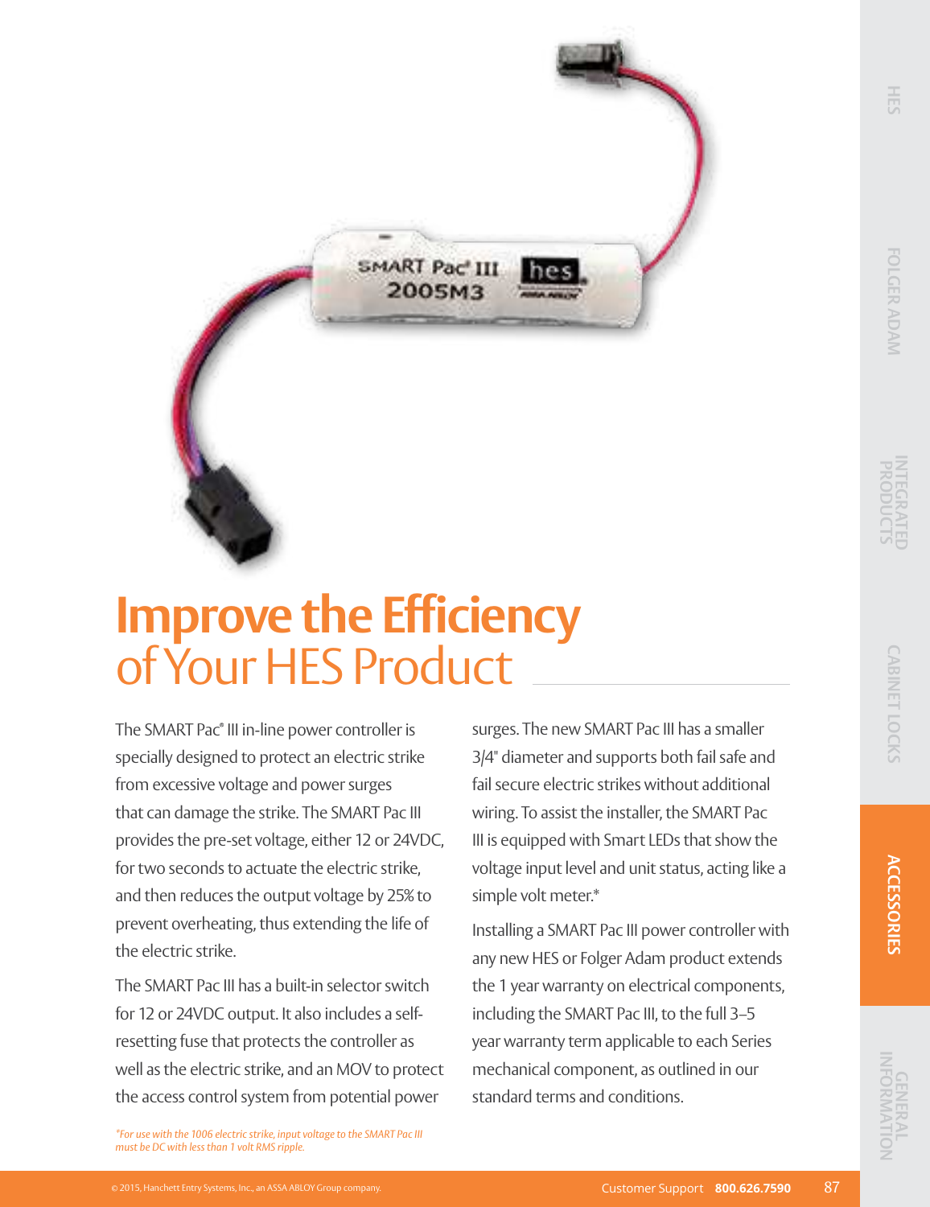# Improve the Efficiency of Your HES Product

The SMART Pac® III in-line power controller is specially designed to protect an electric strike from excessive voltage and power surges that can damage the strike. The SMART Pac III provides the pre-set voltage, either 12 or 24VDC, for two seconds to actuate the electric strike, and then reduces the output voltage by 25% to prevent overheating, thus extending the life of the electric strike.

The SMART Pac III has a built-in selector switch for 12 or 24VDC output. It also includes a self-resetting fuse that protects the controller as well as the electric strike, and an MOV to protect the access control system from potential power surges. The new SMART Pac III has a smaller 3/4" diameter and supports both fail safe and fail secure electric strikes without additional wiring. To assist the installer, the SMART Pac III is equipped with Smart LEDs that show the voltage input level and unit status, acting like a simple volt meter.*

Installing a SMART Pac III power controller with any new HES or Folger Adam product extends the 1 year warranty on electrical components, including the SMART Pac III, to the full 3–5 year warranty term applicable to each Series mechanical component, as outlined in our standard terms and conditions.

*\*For use with the 1006 electric strike, input voltage to the SMART Pac III must be DC with less than 1 volt RMS ripple.*